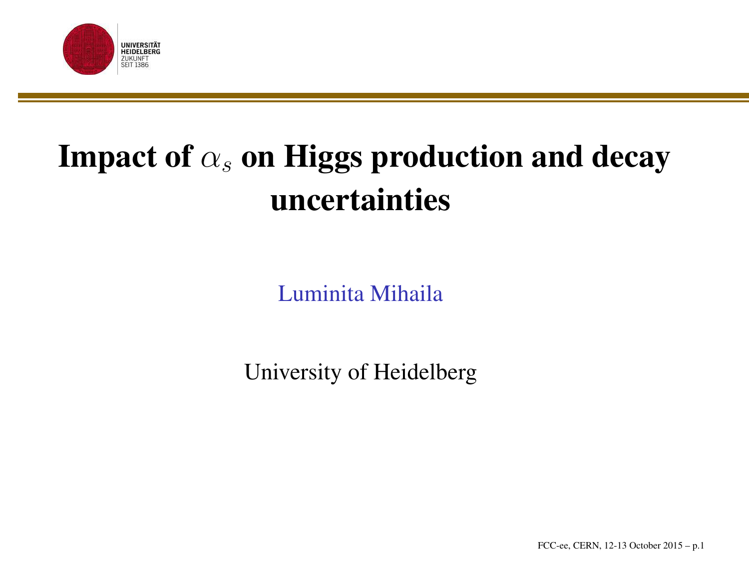UNIVERSITÄT HEIDELBERG
ZUKUNFT SEIT 1386

# Impact of $\alpha_s$ on Higgs production and decay uncertainties

Luminita Mihaila

University of Heidelberg

FCC-ee, CERN, 12-13 October 2015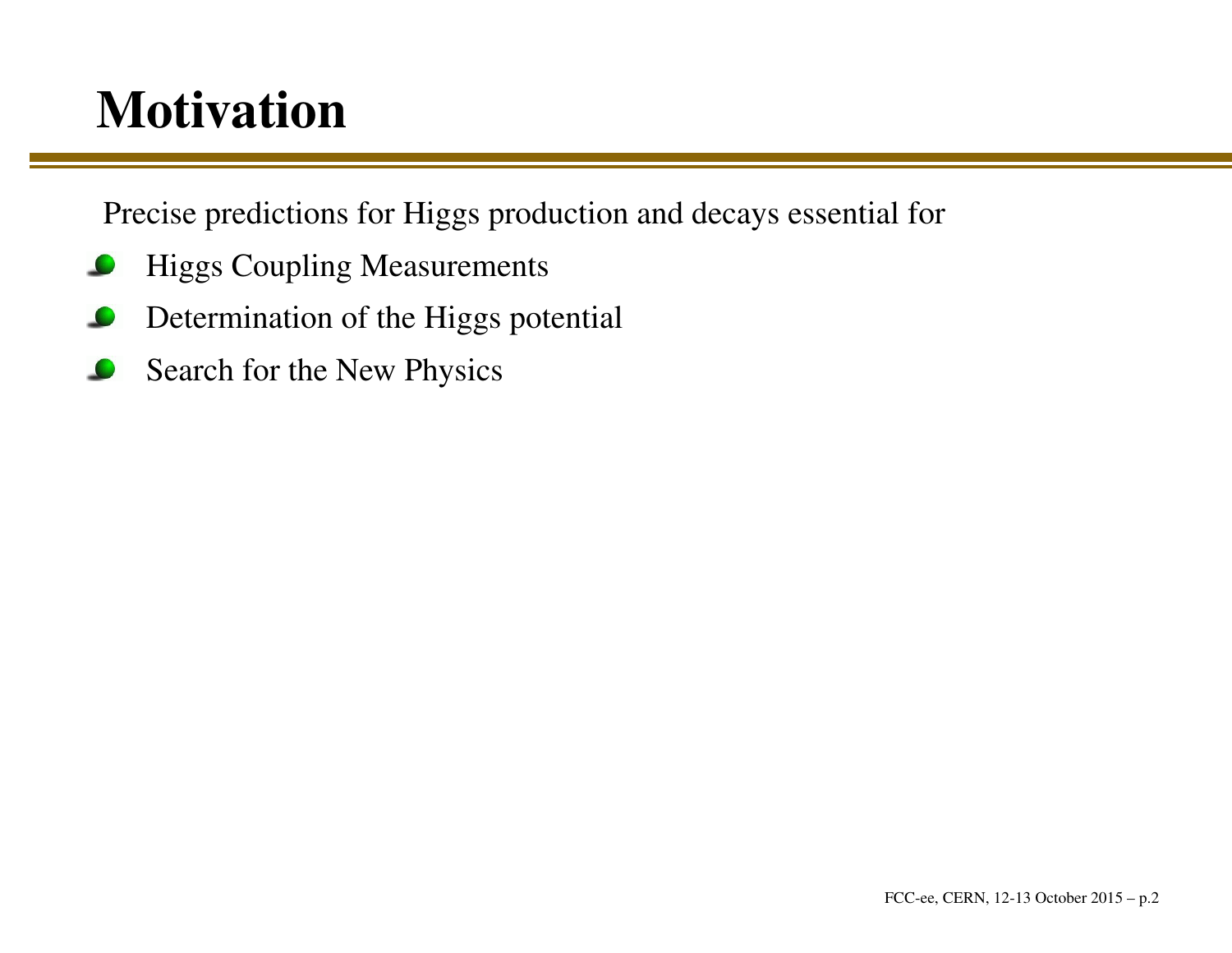# Motivation

Precise predictions for Higgs production and decays essential for

- Higgs Coupling Measurements
- Determination of the Higgs potential
- Search for the New Physics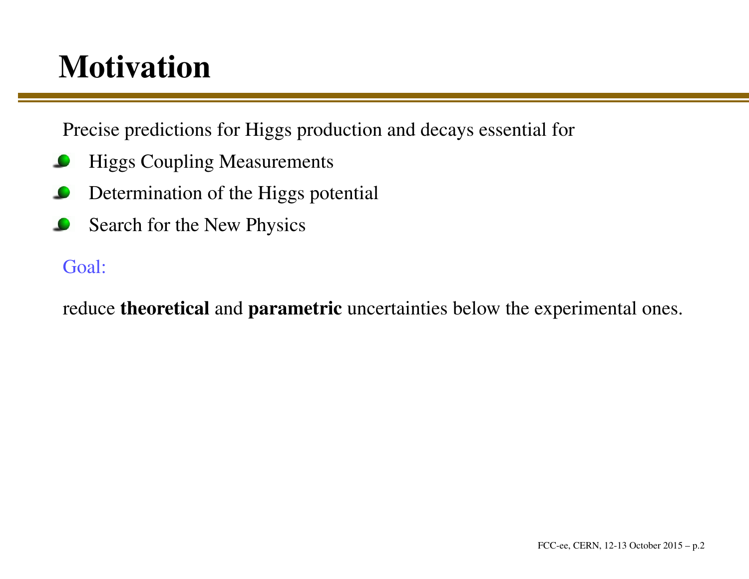# Motivation

Precise predictions for Higgs production and decays essential for

- Higgs Coupling Measurements
- Determination of the Higgs potential
- Search for the New Physics

Goal:

reduce **theoretical** and **parametric** uncertainties below the experimental ones.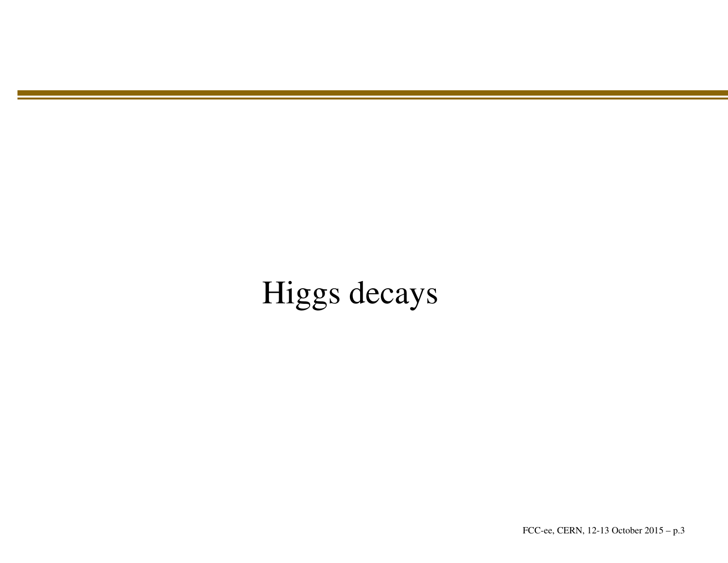# Higgs decays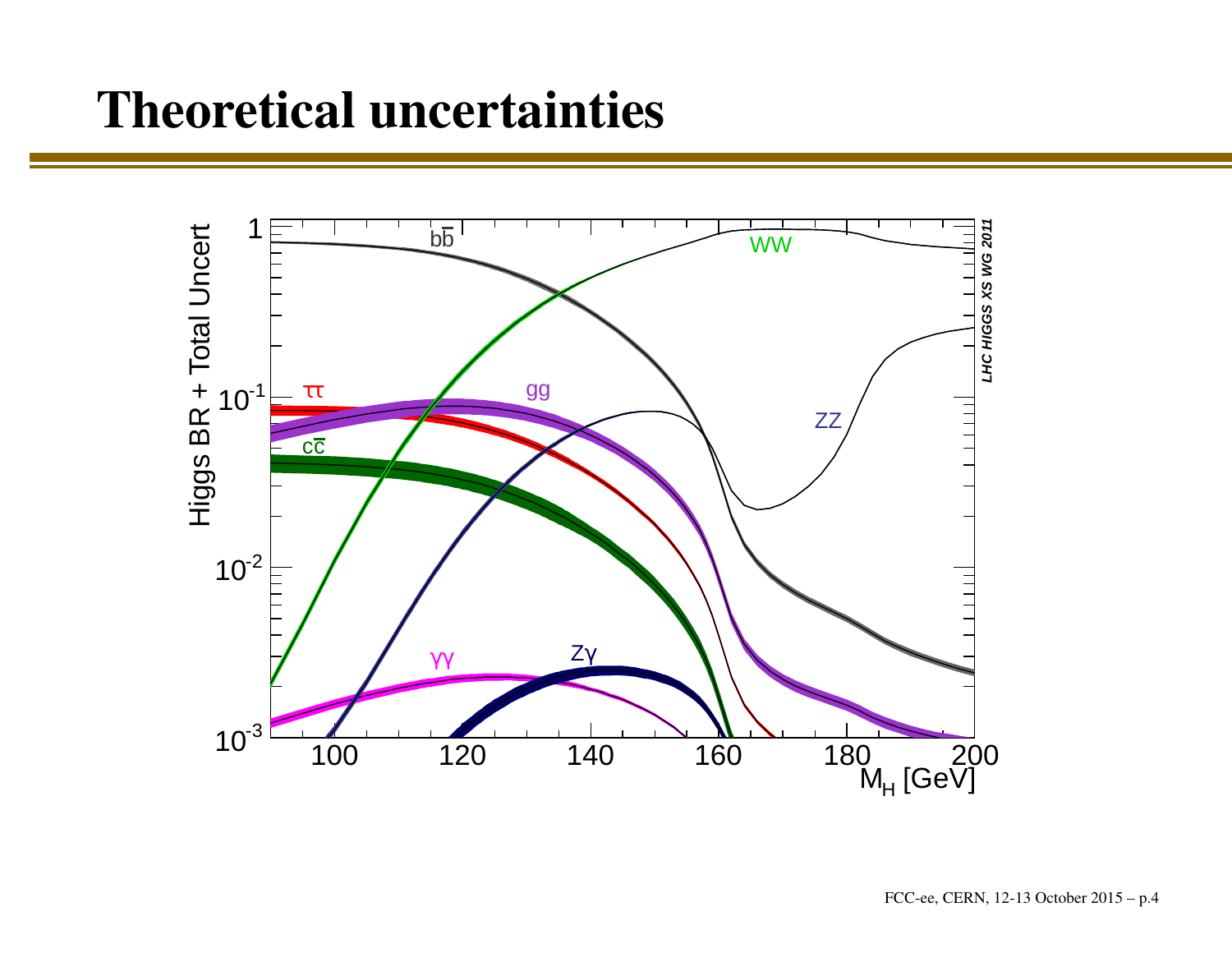# Theoretical uncertainties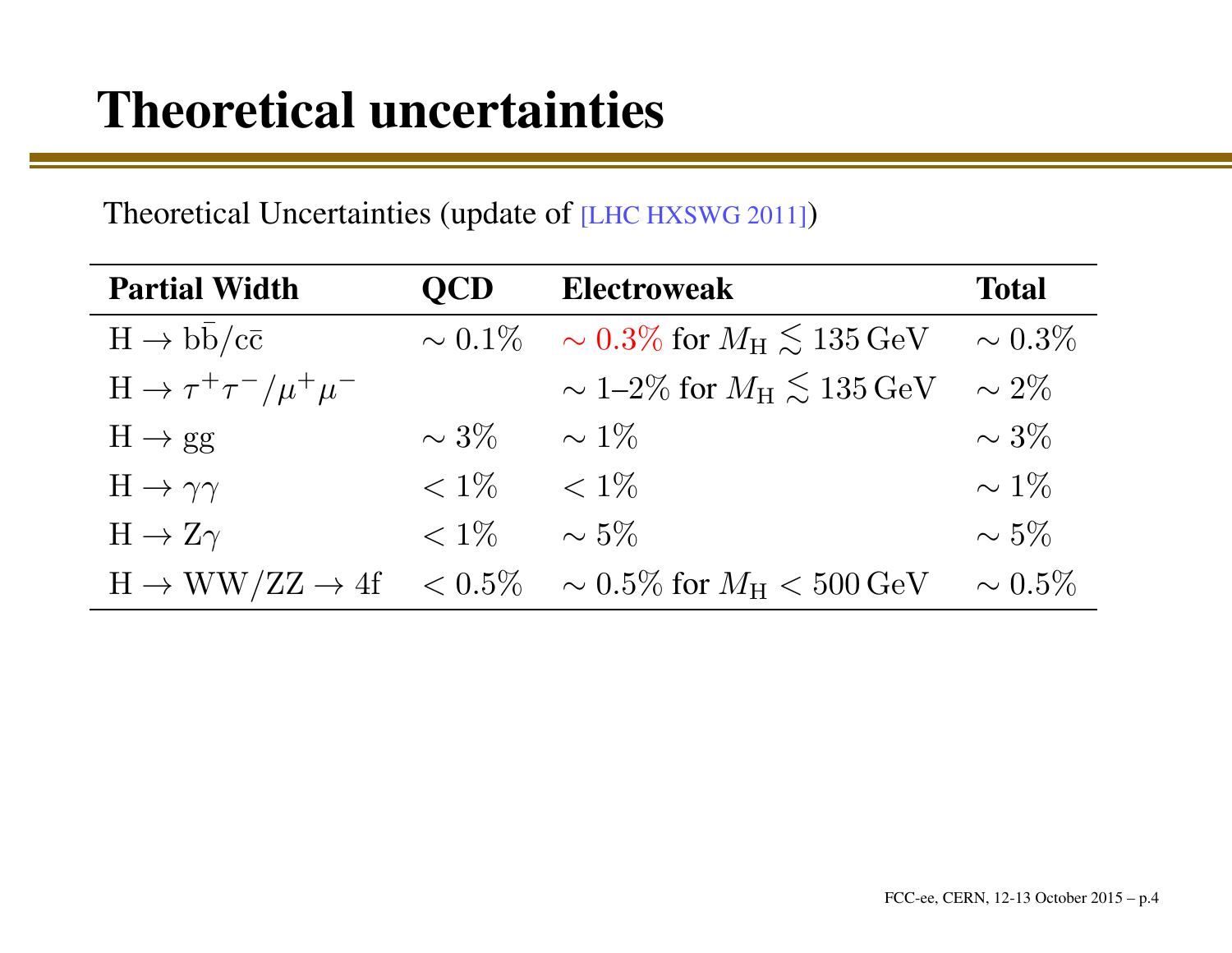# Theoretical uncertainties

Theoretical Uncertainties (update of [LHC HXSWG 2011])

| Partial Width | QCD | Electroweak | Total |
|---|---|---|---|
| $\mathrm{H} \to \mathrm{b\bar{b}/c\bar{c}}$ | $\sim 0.1\%$ | $\sim 0.3\%$ for $M_\mathrm{H} \lesssim 135\,\mathrm{GeV}$ | $\sim 0.3\%$ |
| $\mathrm{H} \to \tau^+\tau^-/\mu^+\mu^-$ | | $\sim$ 1–2% for $M_\mathrm{H} \lesssim 135\,\mathrm{GeV}$ | $\sim 2\%$ |
| $\mathrm{H} \to \mathrm{gg}$ | $\sim 3\%$ | $\sim 1\%$ | $\sim 3\%$ |
| $\mathrm{H} \to \gamma\gamma$ | $< 1\%$ | $< 1\%$ | $\sim 1\%$ |
| $\mathrm{H} \to \mathrm{Z}\gamma$ | $< 1\%$ | $\sim 5\%$ | $\sim 5\%$ |
| $\mathrm{H} \to \mathrm{WW/ZZ} \to 4\mathrm{f}$ | $< 0.5\%$ | $\sim 0.5\%$ for $M_\mathrm{H} < 500\,\mathrm{GeV}$ | $\sim 0.5\%$ |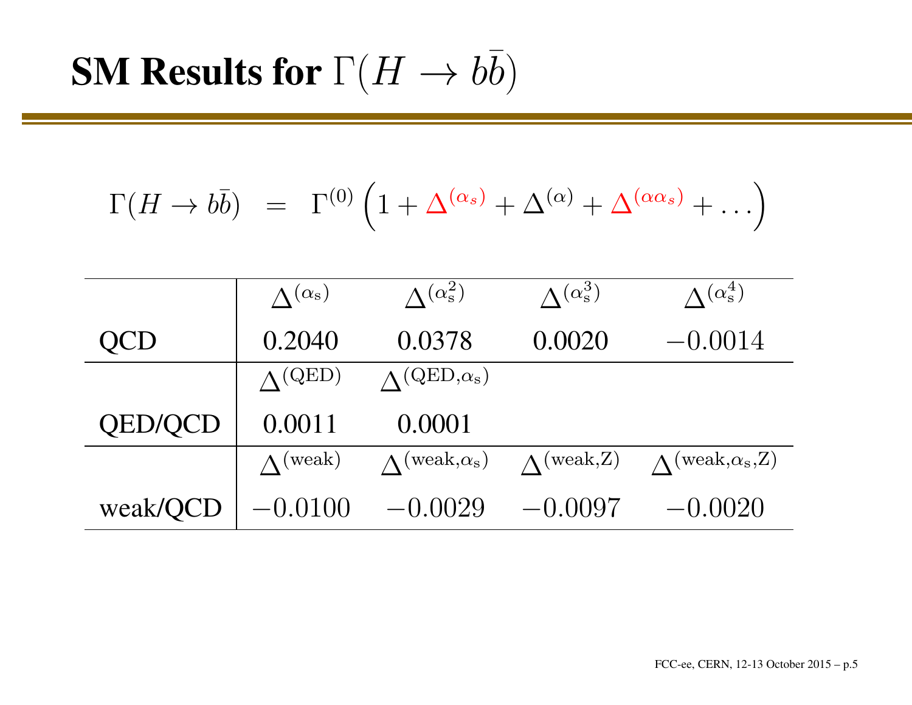# SM Results for $\Gamma(H \to b\bar{b})$

$$\Gamma(H \to b\bar{b}) \;\; = \;\; \Gamma^{(0)} \left(1 + \Delta^{(\alpha_s)} + \Delta^{(\alpha)} + \Delta^{(\alpha\alpha_s)} + \ldots\right)$$

| | $\Delta^{(\alpha_s)}$ | $\Delta^{(\alpha_s^2)}$ | $\Delta^{(\alpha_s^3)}$ | $\Delta^{(\alpha_s^4)}$ |
|---|---|---|---|---|
| QCD | 0.2040 | 0.0378 | 0.0020 | $-0.0014$ |
| | $\Delta^{(\mathrm{QED})}$ | $\Delta^{(\mathrm{QED},\alpha_s)}$ | | |
| QED/QCD | 0.0011 | 0.0001 | | |
| | $\Delta^{(\mathrm{weak})}$ | $\Delta^{(\mathrm{weak},\alpha_s)}$ | $\Delta^{(\mathrm{weak},Z)}$ | $\Delta^{(\mathrm{weak},\alpha_s,Z)}$ |
| weak/QCD | $-0.0100$ | $-0.0029$ | $-0.0097$ | $-0.0020$ |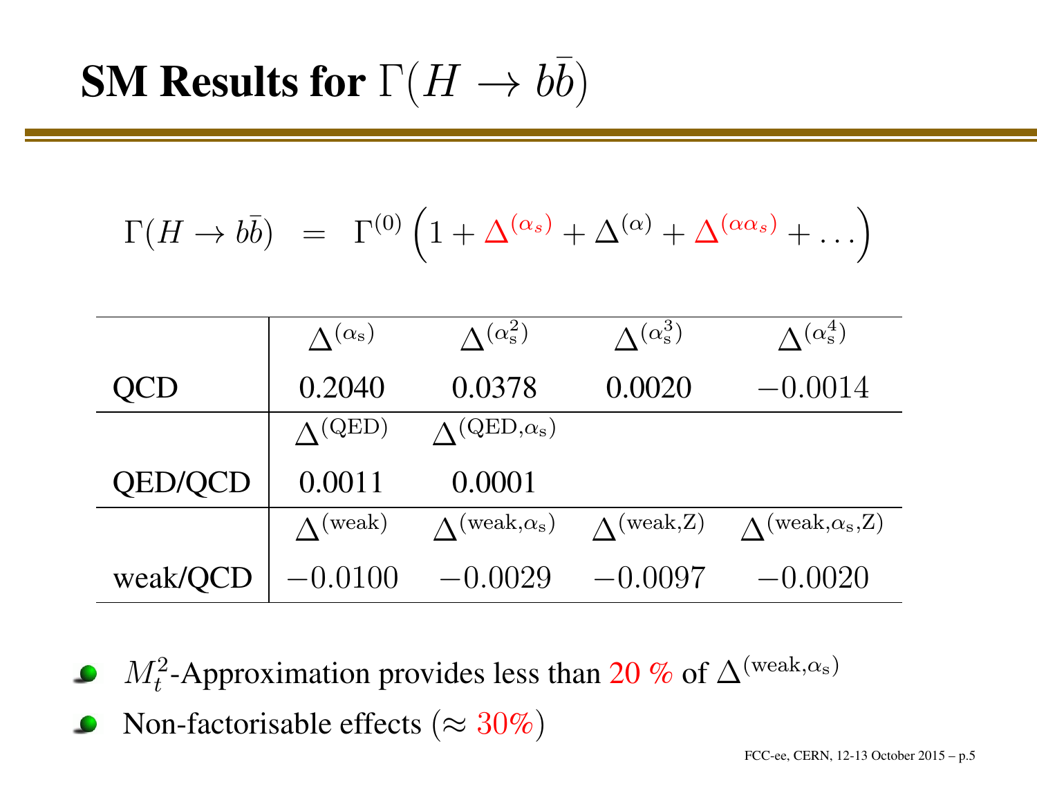# SM Results for $\Gamma(H \to b\bar{b})$

$$\Gamma(H \to b\bar{b}) \;=\; \Gamma^{(0)}\left(1 + \Delta^{(\alpha_s)} + \Delta^{(\alpha)} + \Delta^{(\alpha\alpha_s)} + \ldots\right)$$

| | | | | |
|---|---|---|---|---|
| | $\Delta^{(\alpha_s)}$ | $\Delta^{(\alpha_s^2)}$ | $\Delta^{(\alpha_s^3)}$ | $\Delta^{(\alpha_s^4)}$ |
| QCD | 0.2040 | 0.0378 | 0.0020 | $-0.0014$ |
| | $\Delta^{(\mathrm{QED})}$ | $\Delta^{(\mathrm{QED},\alpha_s)}$ | | |
| QED/QCD | 0.0011 | 0.0001 | | |
| | $\Delta^{(\mathrm{weak})}$ | $\Delta^{(\mathrm{weak},\alpha_s)}$ | $\Delta^{(\mathrm{weak},Z)}$ | $\Delta^{(\mathrm{weak},\alpha_s,Z)}$ |
| weak/QCD | $-0.0100$ | $-0.0029$ | $-0.0097$ | $-0.0020$ |

- $M_t^2$-Approximation provides less than 20 % of $\Delta^{(\mathrm{weak},\alpha_s)}$
- Non-factorisable effects ($\approx 30\%$)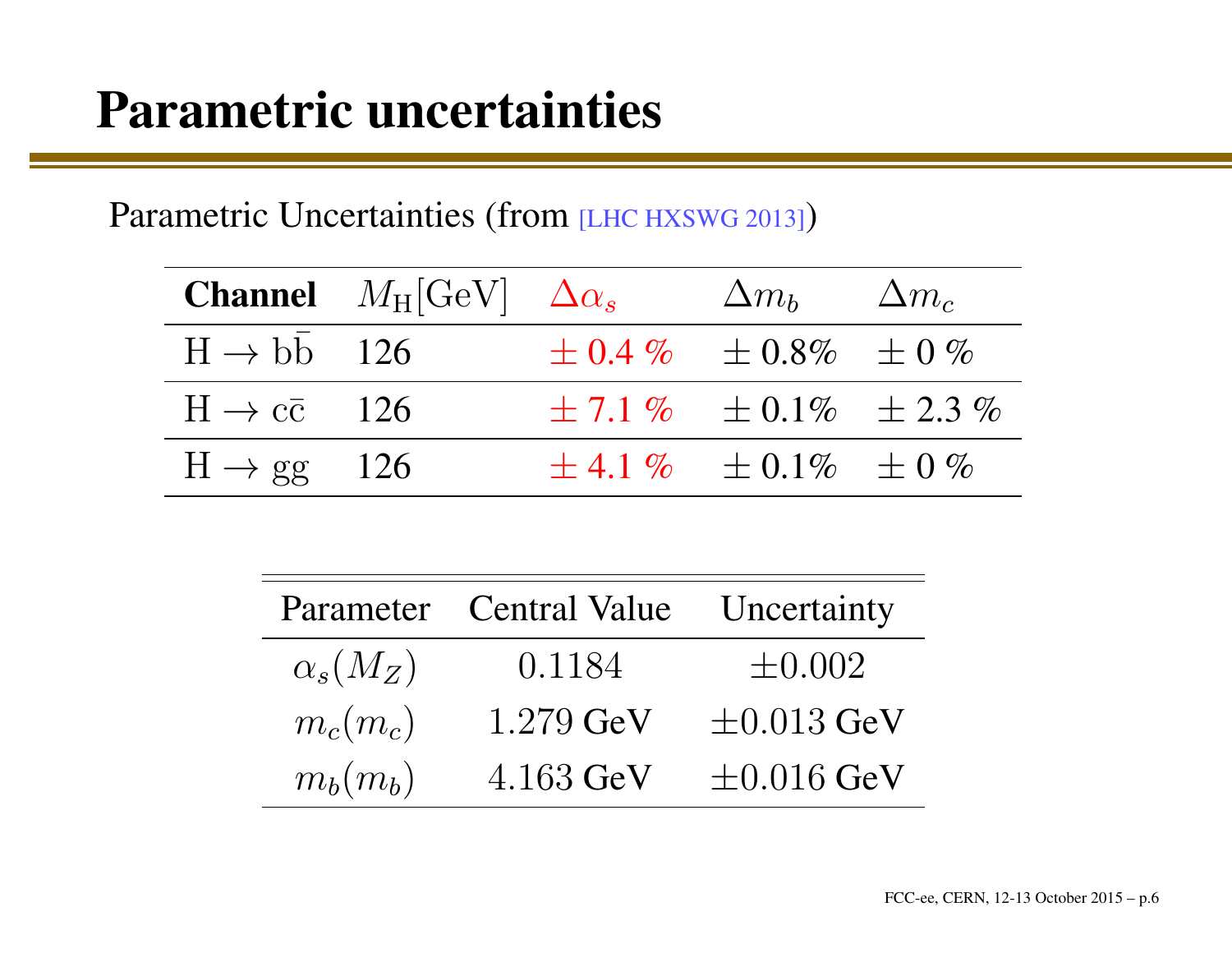# Parametric uncertainties

Parametric Uncertainties (from [LHC HXSWG 2013])

| **Channel** | $M_{\mathrm{H}}$[GeV] | $\Delta\alpha_s$ | $\Delta m_b$ | $\Delta m_c$ |
|---|---|---|---|---|
| $\mathrm{H} \to \mathrm{b\bar{b}}$ | 126 | ± 0.4 % | ± 0.8% | ± 0 % |
| $\mathrm{H} \to \mathrm{c\bar{c}}$ | 126 | ± 7.1 % | ± 0.1% | ± 2.3 % |
| $\mathrm{H} \to \mathrm{gg}$ | 126 | ± 4.1 % | ± 0.1% | ± 0 % |

| Parameter | Central Value | Uncertainty |
|---|---|---|
| $\alpha_s(M_Z)$ | 0.1184 | $\pm 0.002$ |
| $m_c(m_c)$ | 1.279 GeV | $\pm 0.013$ GeV |
| $m_b(m_b)$ | 4.163 GeV | $\pm 0.016$ GeV |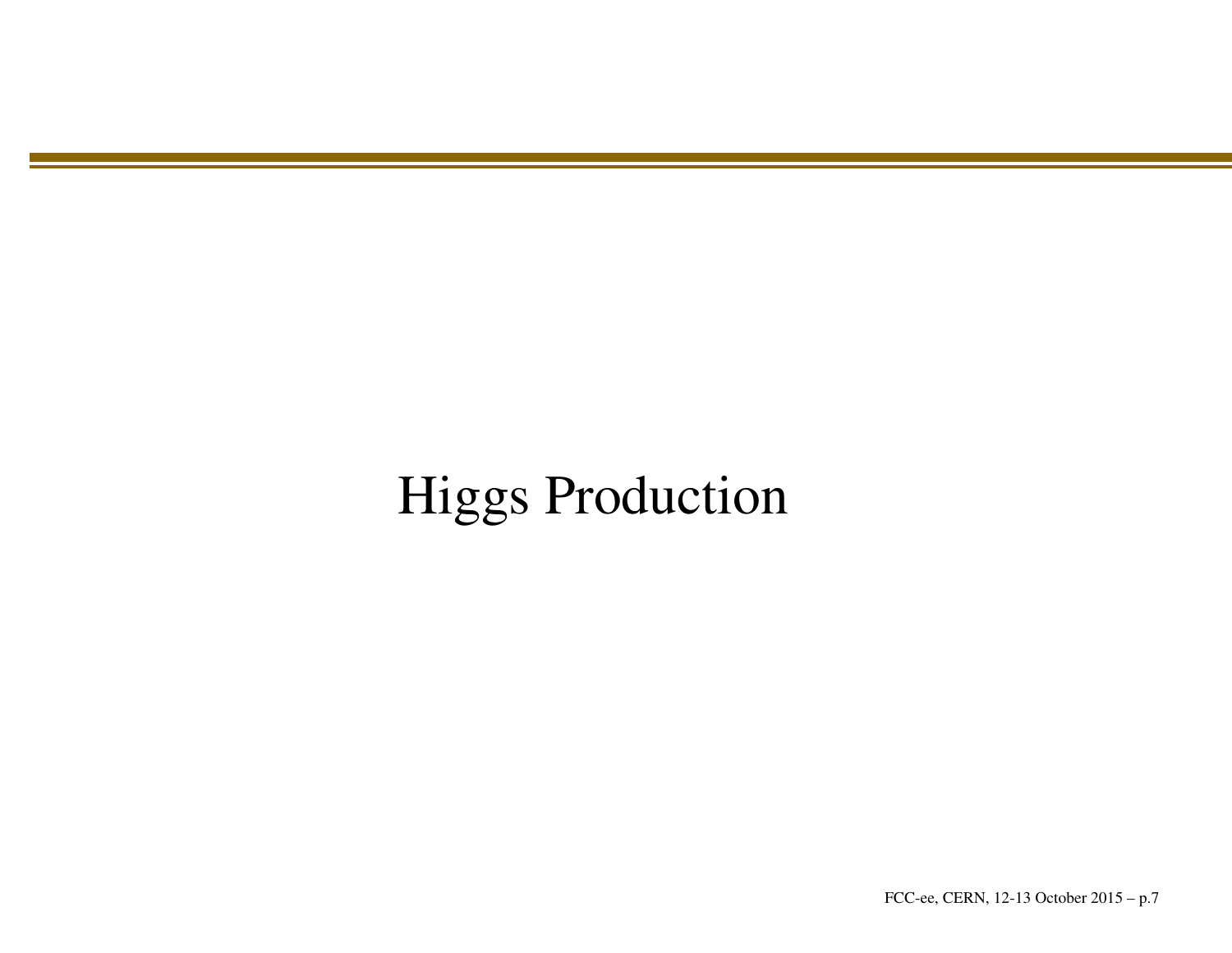# Higgs Production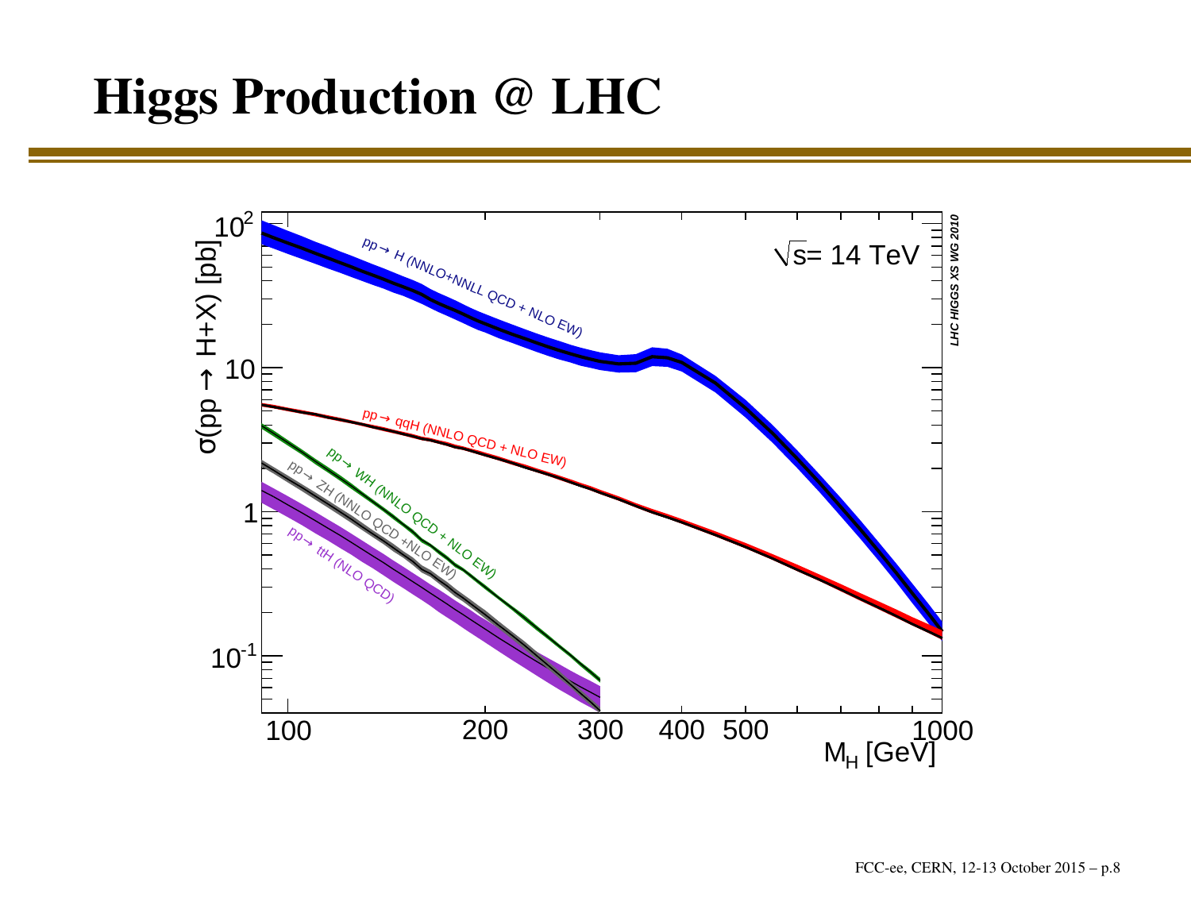# Higgs Production @ LHC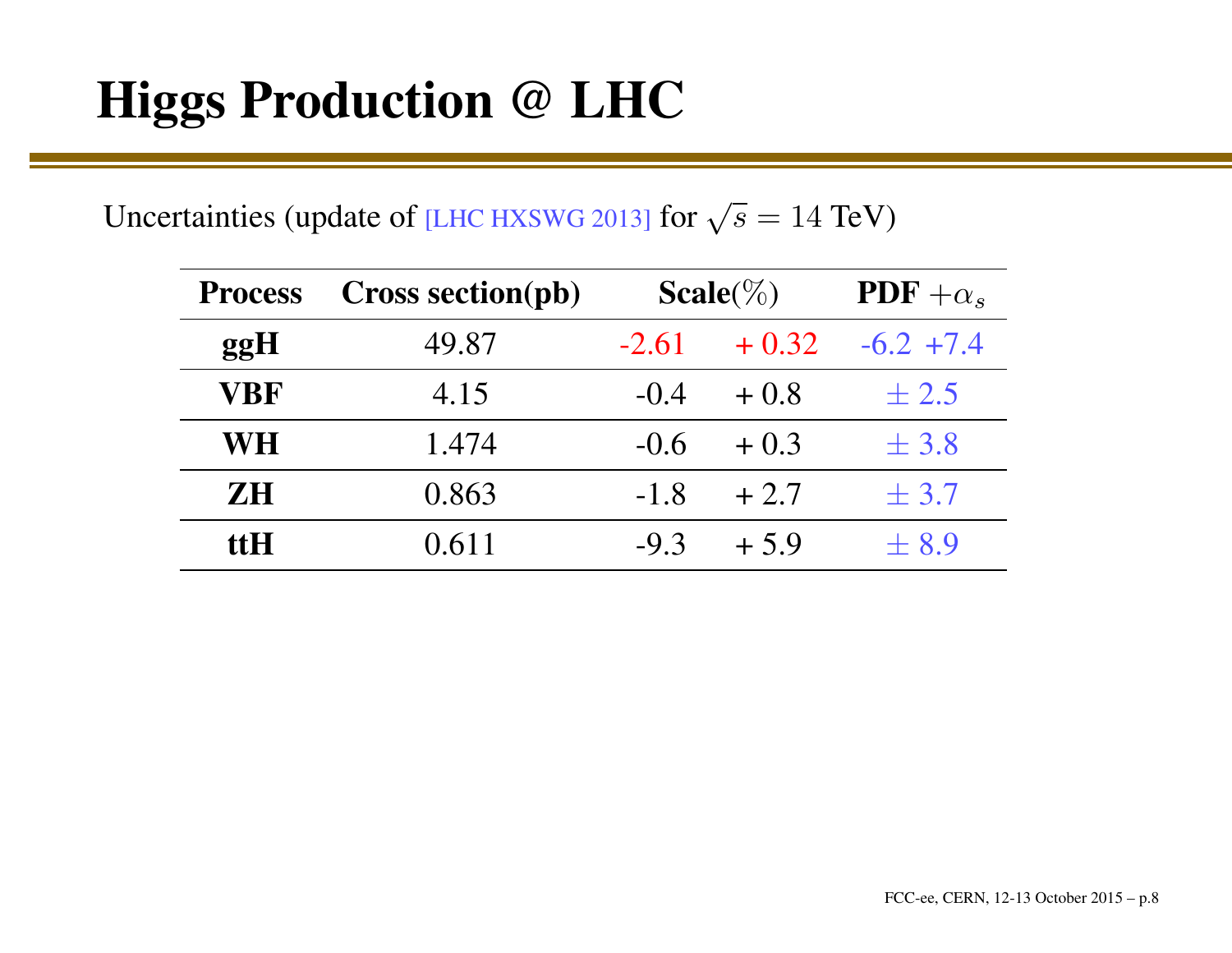# Higgs Production @ LHC

Uncertainties (update of [LHC HXSWG 2013] for $\sqrt{s} = 14$ TeV)

| **Process** | **Cross section(pb)** | **Scale**(%) | | **PDF** $+\alpha_s$ |
|---|---|---|---|---|
| **ggH** | 49.87 | -2.61 | + 0.32 | -6.2 +7.4 |
| **VBF** | 4.15 | -0.4 | + 0.8 | $\pm$ 2.5 |
| **WH** | 1.474 | -0.6 | + 0.3 | $\pm$ 3.8 |
| **ZH** | 0.863 | -1.8 | + 2.7 | $\pm$ 3.7 |
| **ttH** | 0.611 | -9.3 | + 5.9 | $\pm$ 8.9 |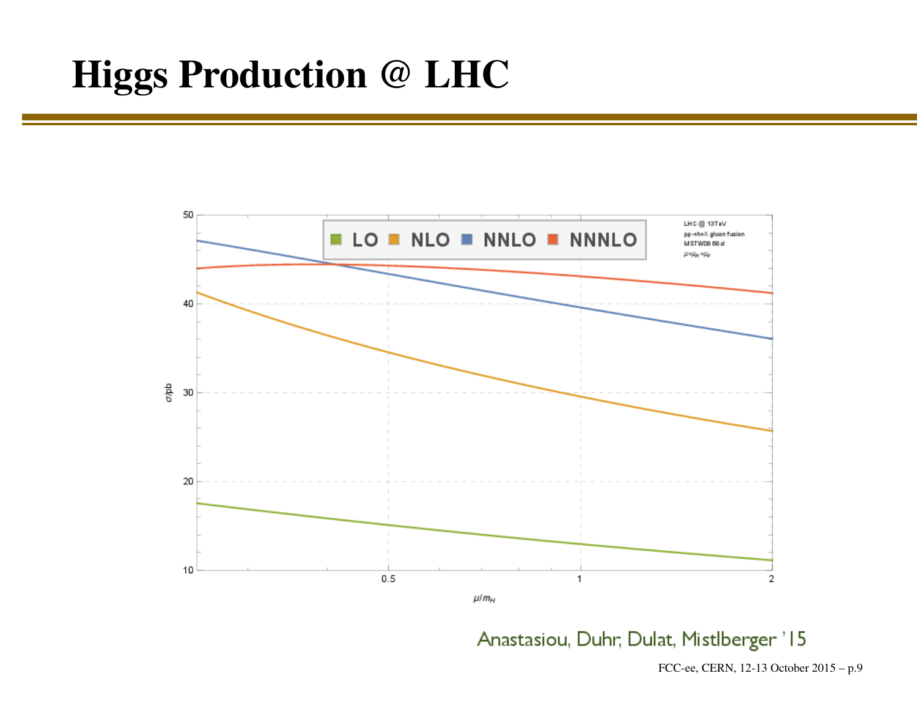# Higgs Production @ LHC

Anastasiou, Duhr, Dulat, Mistlberger '15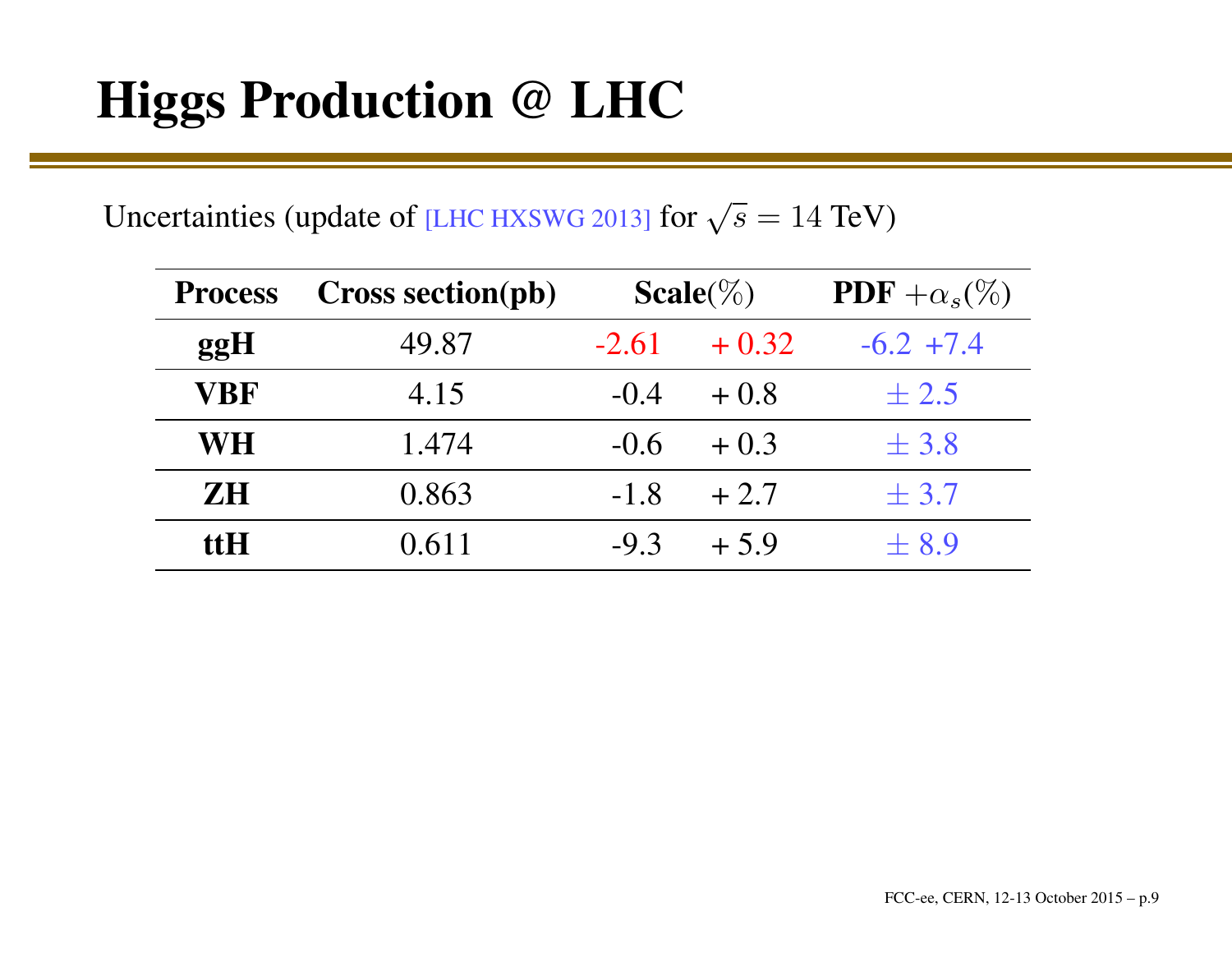# Higgs Production @ LHC

Uncertainties (update of [LHC HXSWG 2013] for $\sqrt{s} = 14$ TeV)

| Process | Cross section(pb) | Scale(%) | | PDF $+\alpha_s$(%) |
|---|---|---|---|---|
| **ggH** | 49.87 | -2.61 | + 0.32 | -6.2 +7.4 |
| **VBF** | 4.15 | -0.4 | + 0.8 | $\pm$ 2.5 |
| **WH** | 1.474 | -0.6 | + 0.3 | $\pm$ 3.8 |
| **ZH** | 0.863 | -1.8 | + 2.7 | $\pm$ 3.7 |
| **ttH** | 0.611 | -9.3 | + 5.9 | $\pm$ 8.9 |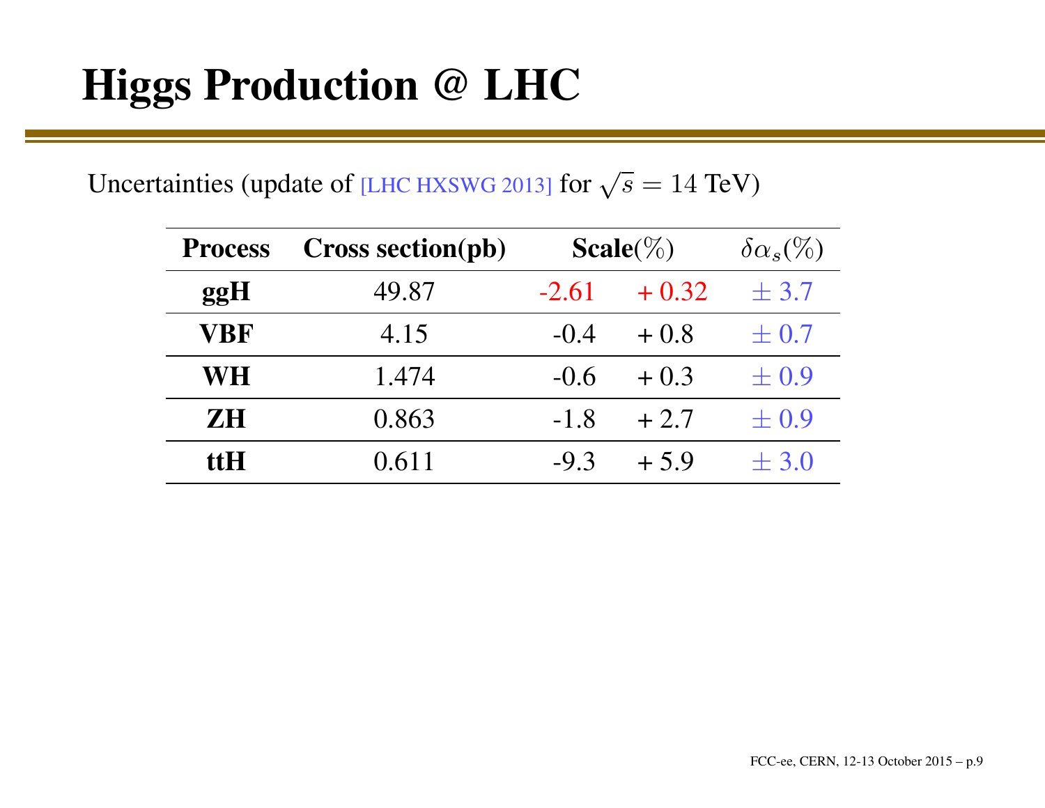# Higgs Production @ LHC

Uncertainties (update of [LHC HXSWG 2013] for $\sqrt{s} = 14$ TeV)

| Process | Cross section(pb) | Scale(%) | | $\delta\alpha_s$(%) |
|---|---|---|---|---|
| **ggH** | 49.87 | -2.61 | + 0.32 | $\pm$ 3.7 |
| **VBF** | 4.15 | -0.4 | + 0.8 | $\pm$ 0.7 |
| **WH** | 1.474 | -0.6 | + 0.3 | $\pm$ 0.9 |
| **ZH** | 0.863 | -1.8 | + 2.7 | $\pm$ 0.9 |
| **ttH** | 0.611 | -9.3 | + 5.9 | $\pm$ 3.0 |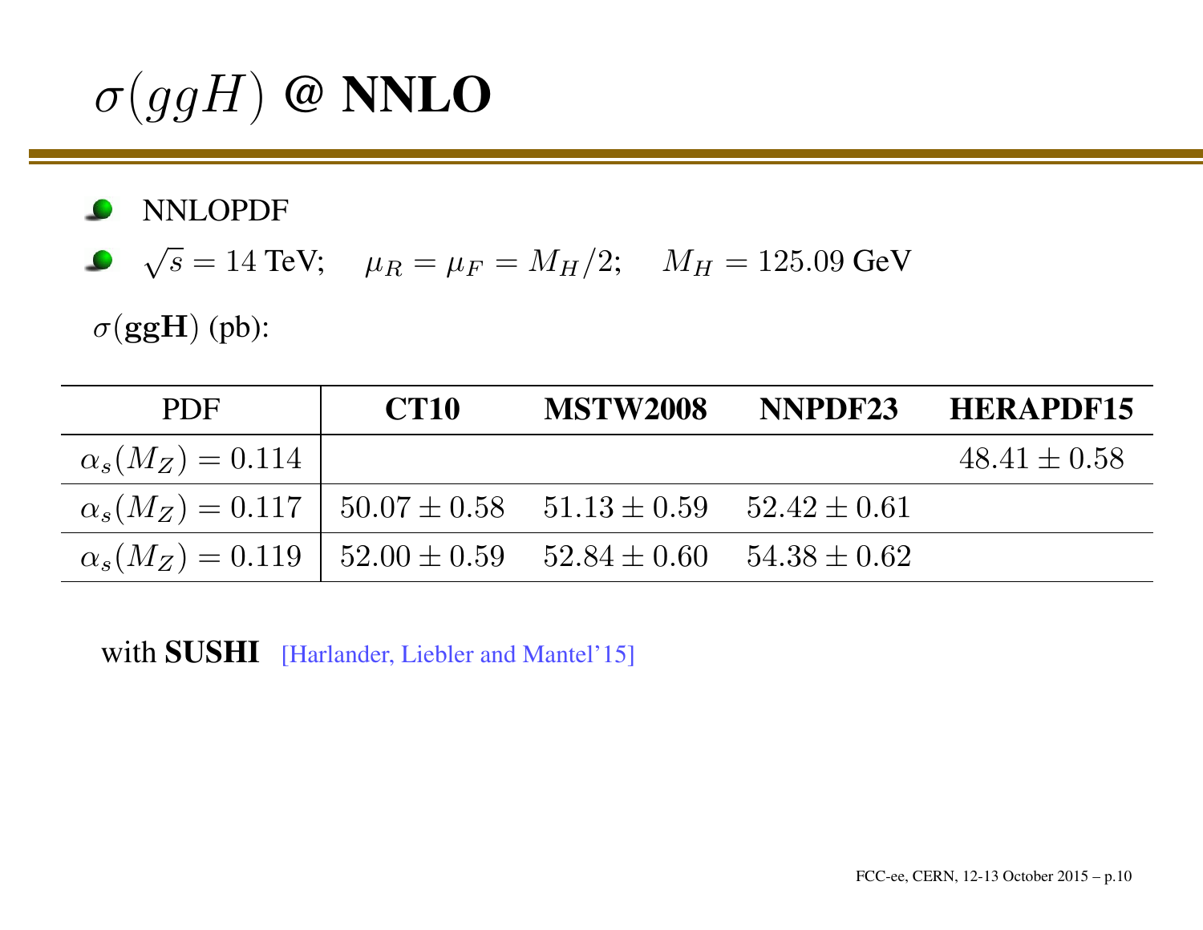# $\sigma(ggH)$ @ NNLO

- NNLOPDF
- $\sqrt{s} = 14$ TeV; $\mu_R = \mu_F = M_H/2$; $M_H = 125.09$ GeV

$\sigma(\mathbf{ggH})$ (pb):

| PDF | **CT10** | **MSTW2008** | **NNPDF23** | **HERAPDF15** |
|---|---|---|---|---|
| $\alpha_s(M_Z) = 0.114$ | | | | $48.41 \pm 0.58$ |
| $\alpha_s(M_Z) = 0.117$ | $50.07 \pm 0.58$ | $51.13 \pm 0.59$ | $52.42 \pm 0.61$ | |
| $\alpha_s(M_Z) = 0.119$ | $52.00 \pm 0.59$ | $52.84 \pm 0.60$ | $54.38 \pm 0.62$ | |

with **SUSHI** [Harlander, Liebler and Mantel'15]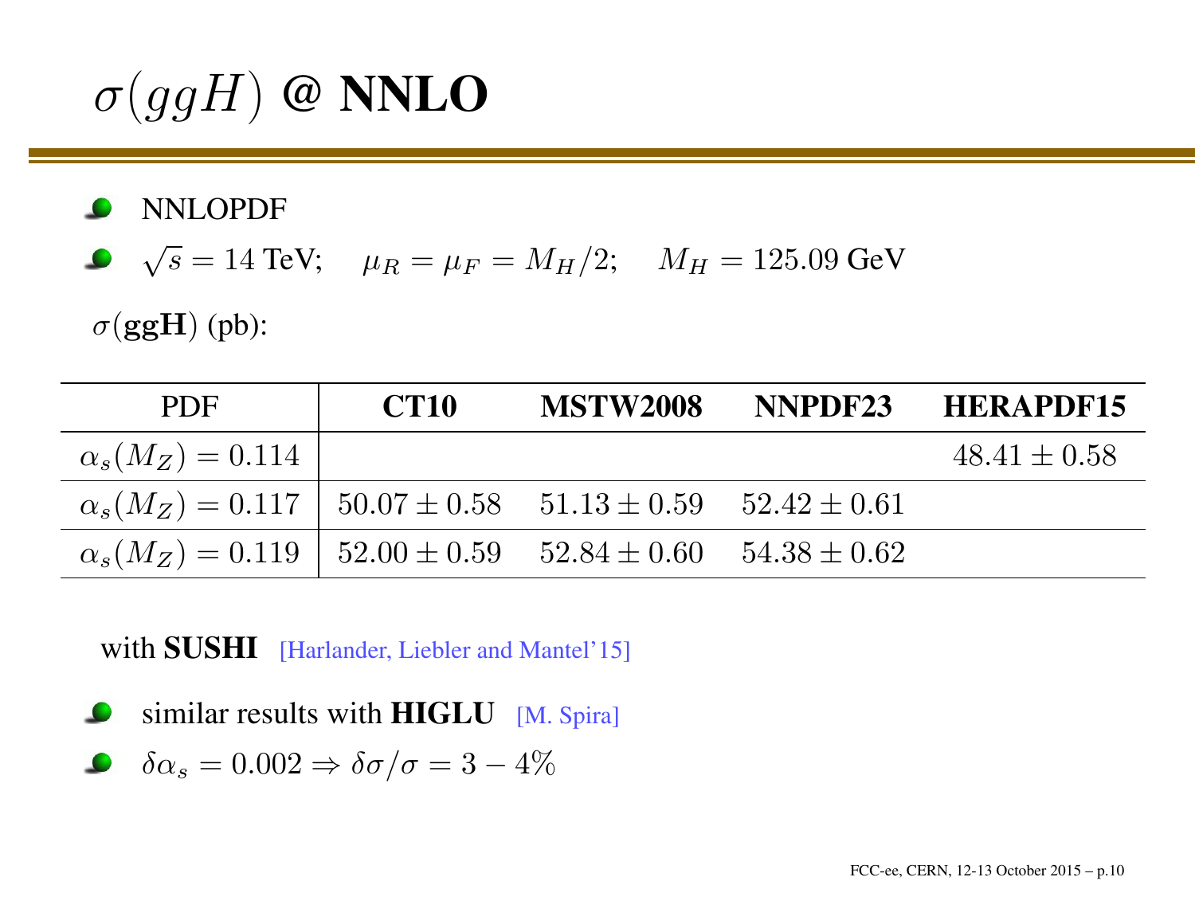# $\sigma(ggH)$ @ NNLO

- NNLOPDF
- $\sqrt{s} = 14$ TeV; $\mu_R = \mu_F = M_H/2$; $M_H = 125.09$ GeV

$\sigma(\mathbf{ggH})$ (pb):

| PDF | **CT10** | **MSTW2008** | **NNPDF23** | **HERAPDF15** |
|---|---|---|---|---|
| $\alpha_s(M_Z) = 0.114$ | | | | $48.41 \pm 0.58$ |
| $\alpha_s(M_Z) = 0.117$ | $50.07 \pm 0.58$ | $51.13 \pm 0.59$ | $52.42 \pm 0.61$ | |
| $\alpha_s(M_Z) = 0.119$ | $52.00 \pm 0.59$ | $52.84 \pm 0.60$ | $54.38 \pm 0.62$ | |

with **SUSHI** [Harlander, Liebler and Mantel'15]

- similar results with **HIGLU** [M. Spira]
- $\delta\alpha_s = 0.002 \Rightarrow \delta\sigma/\sigma = 3 - 4\%$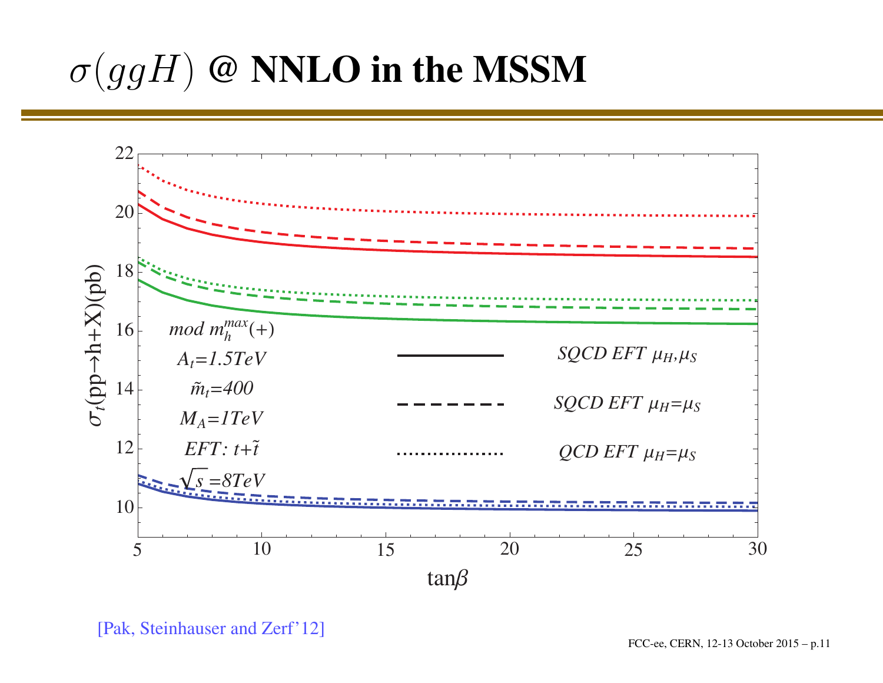# $\sigma(ggH)$ @ NNLO in the MSSM

[Pak, Steinhauser and Zerf'12]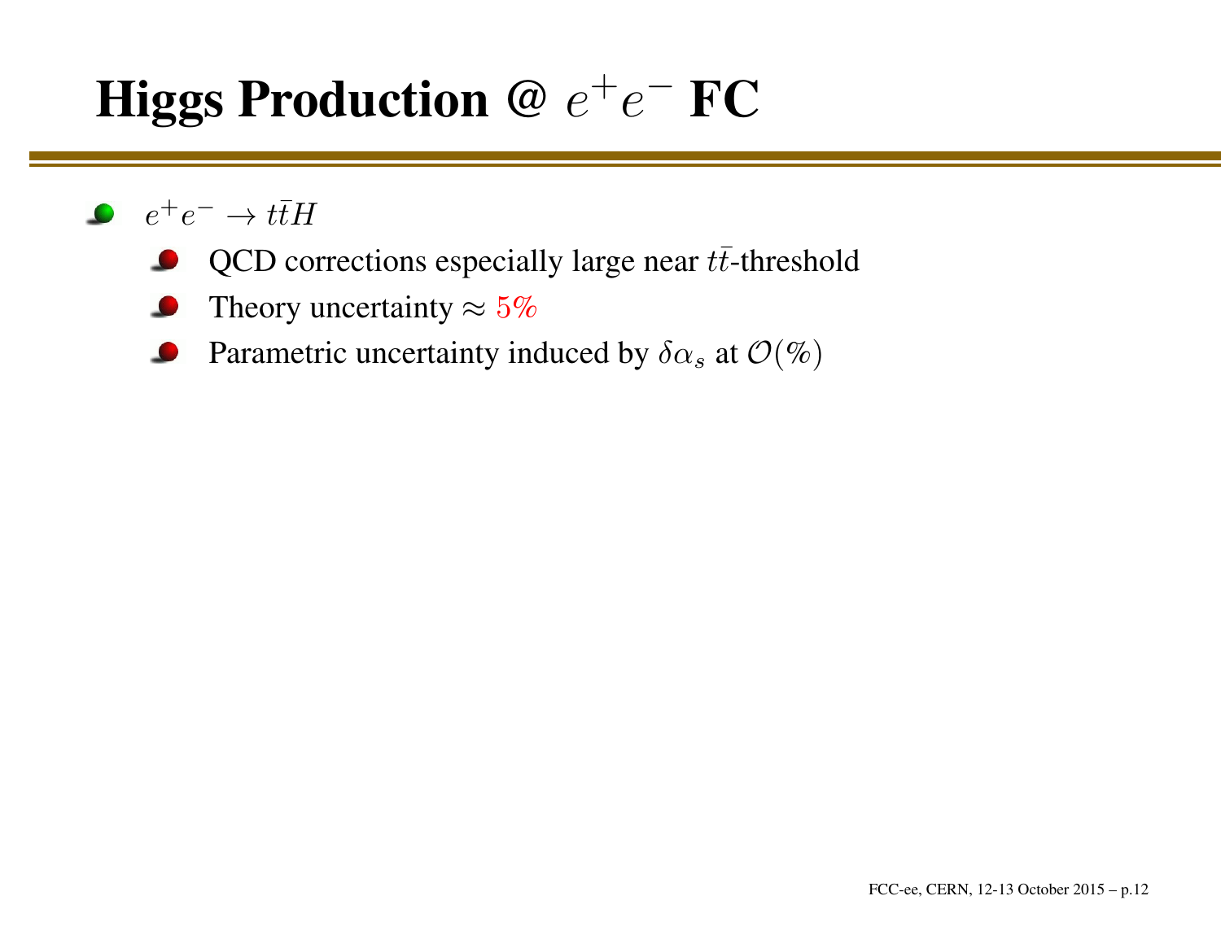# Higgs Production @ $e^+e^-$ FC

- $e^+e^- \to t\bar{t}H$
  - QCD corrections especially large near $t\bar{t}$-threshold
  - Theory uncertainty $\approx 5\%$
  - Parametric uncertainty induced by $\delta\alpha_s$ at $\mathcal{O}(\%)$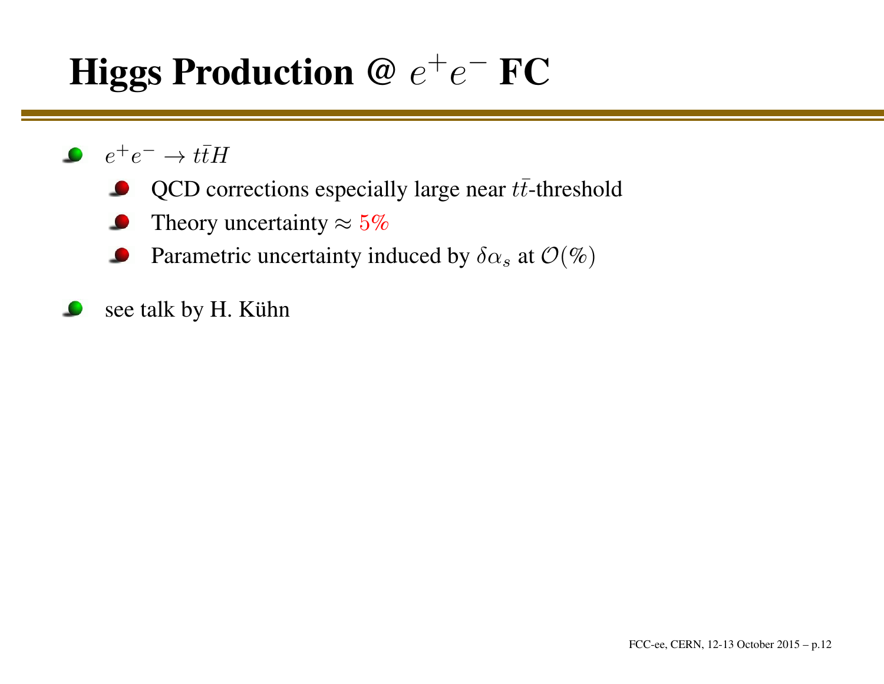# Higgs Production @ $e^+e^-$ FC

- $e^+e^- \to t\bar{t}H$
  - QCD corrections especially large near $t\bar{t}$-threshold
  - Theory uncertainty $\approx 5\%$
  - Parametric uncertainty induced by $\delta\alpha_s$ at $\mathcal{O}(\%)$
- see talk by H. Kühn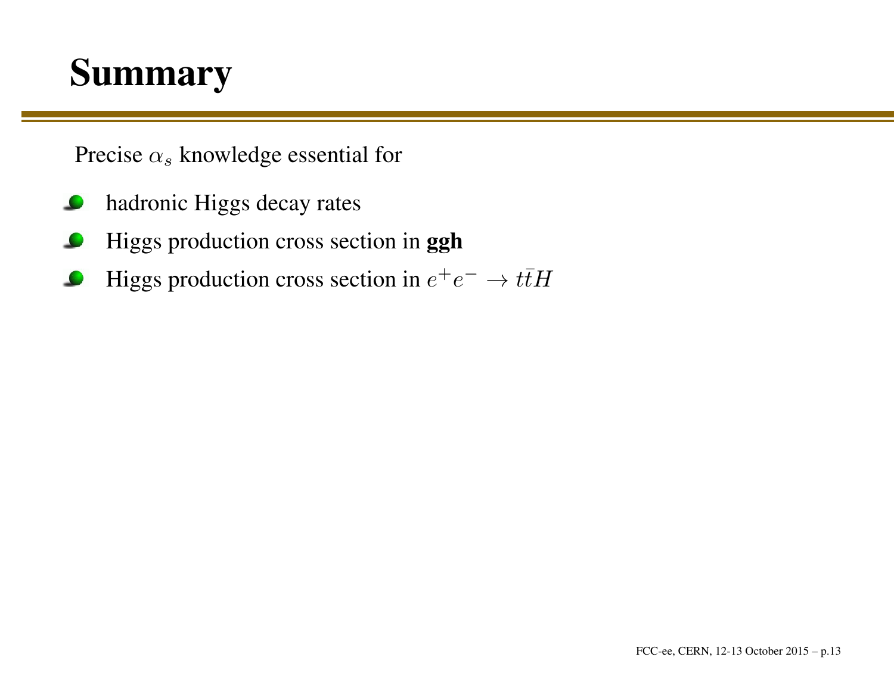# Summary

Precise $\alpha_s$ knowledge essential for

- hadronic Higgs decay rates
- Higgs production cross section in **ggh**
- Higgs production cross section in $e^+e^- \to t\bar{t}H$